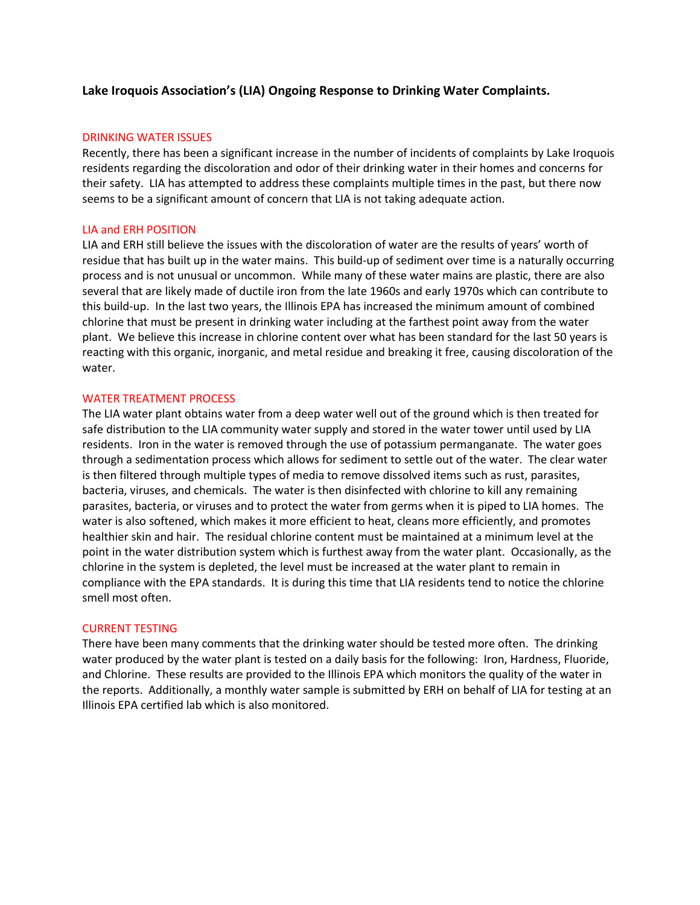**Lake Iroquois Association's (LIA) Ongoing Response to Drinking Water Complaints.**

## DRINKING WATER ISSUES

Recently, there has been a significant increase in the number of incidents of complaints by Lake Iroquois residents regarding the discoloration and odor of their drinking water in their homes and concerns for their safety. LIA has attempted to address these complaints multiple times in the past, but there now seems to be a significant amount of concern that LIA is not taking adequate action.

## LIA and ERH POSITION

LIA and ERH still believe the issues with the discoloration of water are the results of years' worth of residue that has built up in the water mains. This build-up of sediment over time is a naturally occurring process and is not unusual or uncommon. While many of these water mains are plastic, there are also several that are likely made of ductile iron from the late 1960s and early 1970s which can contribute to this build-up. In the last two years, the Illinois EPA has increased the minimum amount of combined chlorine that must be present in drinking water including at the farthest point away from the water plant. We believe this increase in chlorine content over what has been standard for the last 50 years is reacting with this organic, inorganic, and metal residue and breaking it free, causing discoloration of the water.

## WATER TREATMENT PROCESS

The LIA water plant obtains water from a deep water well out of the ground which is then treated for safe distribution to the LIA community water supply and stored in the water tower until used by LIA residents. Iron in the water is removed through the use of potassium permanganate. The water goes through a sedimentation process which allows for sediment to settle out of the water. The clear water is then filtered through multiple types of media to remove dissolved items such as rust, parasites, bacteria, viruses, and chemicals. The water is then disinfected with chlorine to kill any remaining parasites, bacteria, or viruses and to protect the water from germs when it is piped to LIA homes. The water is also softened, which makes it more efficient to heat, cleans more efficiently, and promotes healthier skin and hair. The residual chlorine content must be maintained at a minimum level at the point in the water distribution system which is furthest away from the water plant. Occasionally, as the chlorine in the system is depleted, the level must be increased at the water plant to remain in compliance with the EPA standards. It is during this time that LIA residents tend to notice the chlorine smell most often.

## CURRENT TESTING

There have been many comments that the drinking water should be tested more often. The drinking water produced by the water plant is tested on a daily basis for the following: Iron, Hardness, Fluoride, and Chlorine. These results are provided to the Illinois EPA which monitors the quality of the water in the reports. Additionally, a monthly water sample is submitted by ERH on behalf of LIA for testing at an Illinois EPA certified lab which is also monitored.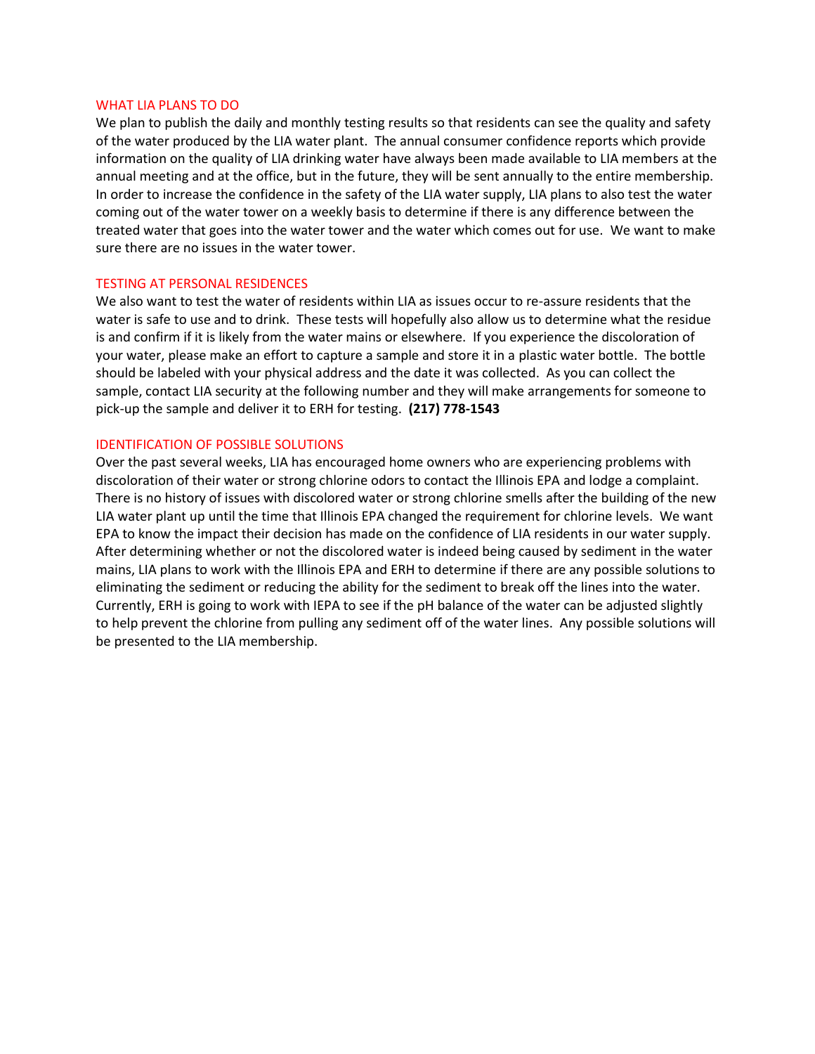## WHAT LIA PLANS TO DO

We plan to publish the daily and monthly testing results so that residents can see the quality and safety of the water produced by the LIA water plant. The annual consumer confidence reports which provide information on the quality of LIA drinking water have always been made available to LIA members at the annual meeting and at the office, but in the future, they will be sent annually to the entire membership. In order to increase the confidence in the safety of the LIA water supply, LIA plans to also test the water coming out of the water tower on a weekly basis to determine if there is any difference between the treated water that goes into the water tower and the water which comes out for use. We want to make sure there are no issues in the water tower.

## TESTING AT PERSONAL RESIDENCES

We also want to test the water of residents within LIA as issues occur to re-assure residents that the water is safe to use and to drink. These tests will hopefully also allow us to determine what the residue is and confirm if it is likely from the water mains or elsewhere. If you experience the discoloration of your water, please make an effort to capture a sample and store it in a plastic water bottle. The bottle should be labeled with your physical address and the date it was collected. As you can collect the sample, contact LIA security at the following number and they will make arrangements for someone to pick-up the sample and deliver it to ERH for testing. **(217) 778-1543**

## IDENTIFICATION OF POSSIBLE SOLUTIONS

Over the past several weeks, LIA has encouraged home owners who are experiencing problems with discoloration of their water or strong chlorine odors to contact the Illinois EPA and lodge a complaint. There is no history of issues with discolored water or strong chlorine smells after the building of the new LIA water plant up until the time that Illinois EPA changed the requirement for chlorine levels. We want EPA to know the impact their decision has made on the confidence of LIA residents in our water supply. After determining whether or not the discolored water is indeed being caused by sediment in the water mains, LIA plans to work with the Illinois EPA and ERH to determine if there are any possible solutions to eliminating the sediment or reducing the ability for the sediment to break off the lines into the water. Currently, ERH is going to work with IEPA to see if the pH balance of the water can be adjusted slightly to help prevent the chlorine from pulling any sediment off of the water lines. Any possible solutions will be presented to the LIA membership.